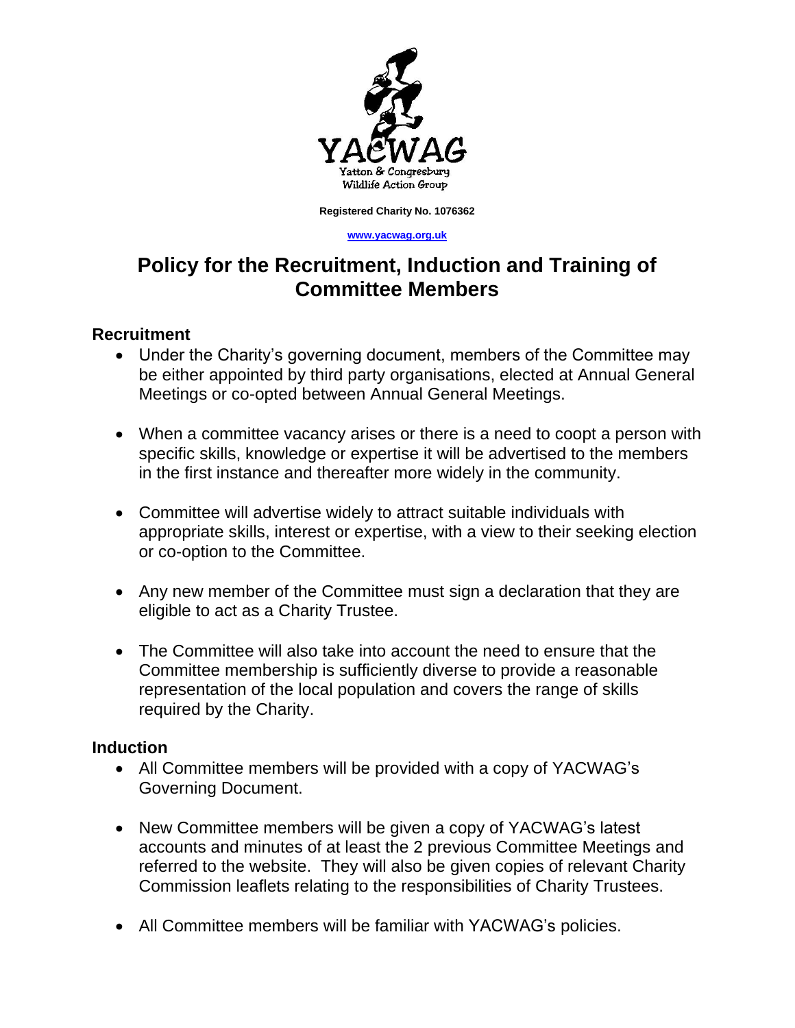YACWAG

Yatton & Congresbury Wildlife Action Group

**Registered Charity No. 1076362**

**www.yacwag.org.uk**

# Policy for the Recruitment, Induction and Training of Committee Members

## Recruitment

- Under the Charity's governing document, members of the Committee may be either appointed by third party organisations, elected at Annual General Meetings or co-opted between Annual General Meetings.

- When a committee vacancy arises or there is a need to coopt a person with specific skills, knowledge or expertise it will be advertised to the members in the first instance and thereafter more widely in the community.

- Committee will advertise widely to attract suitable individuals with appropriate skills, interest or expertise, with a view to their seeking election or co-option to the Committee.

- Any new member of the Committee must sign a declaration that they are eligible to act as a Charity Trustee.

- The Committee will also take into account the need to ensure that the Committee membership is sufficiently diverse to provide a reasonable representation of the local population and covers the range of skills required by the Charity.

## Induction

- All Committee members will be provided with a copy of YACWAG's Governing Document.

- New Committee members will be given a copy of YACWAG's latest accounts and minutes of at least the 2 previous Committee Meetings and referred to the website. They will also be given copies of relevant Charity Commission leaflets relating to the responsibilities of Charity Trustees.

- All Committee members will be familiar with YACWAG's policies.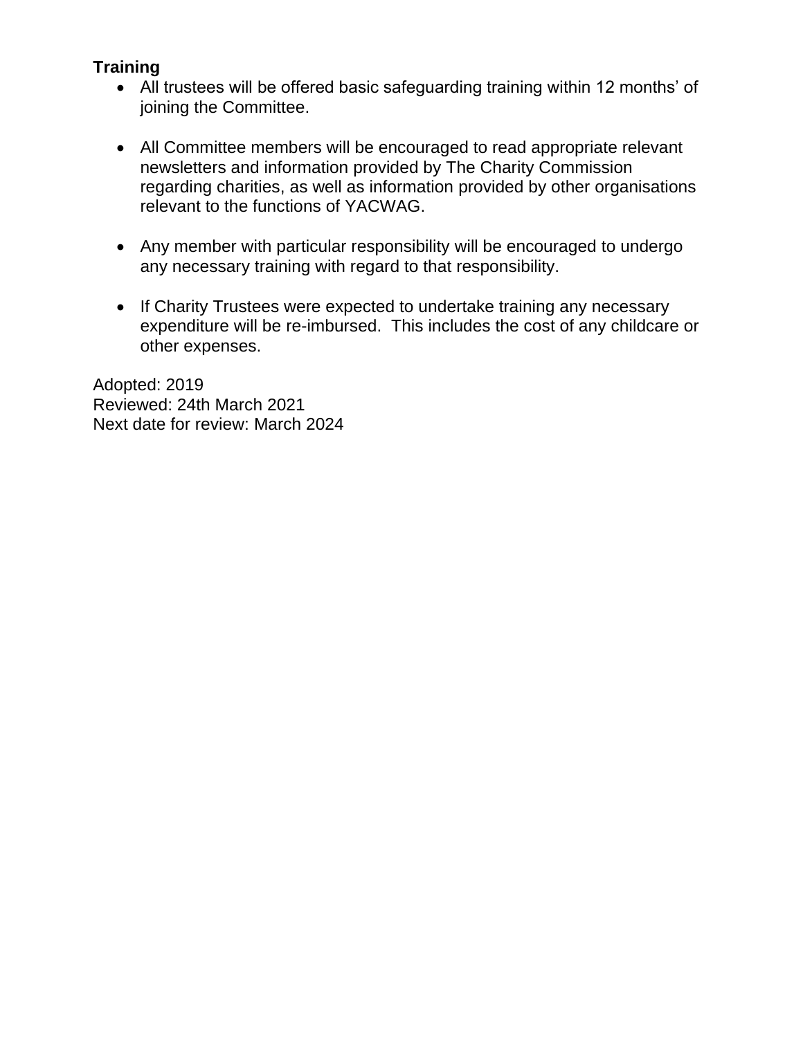**Training**

- All trustees will be offered basic safeguarding training within 12 months' of joining the Committee.
- All Committee members will be encouraged to read appropriate relevant newsletters and information provided by The Charity Commission regarding charities, as well as information provided by other organisations relevant to the functions of YACWAG.
- Any member with particular responsibility will be encouraged to undergo any necessary training with regard to that responsibility.
- If Charity Trustees were expected to undertake training any necessary expenditure will be re-imbursed. This includes the cost of any childcare or other expenses.

Adopted: 2019
Reviewed: 24th March 2021
Next date for review: March 2024